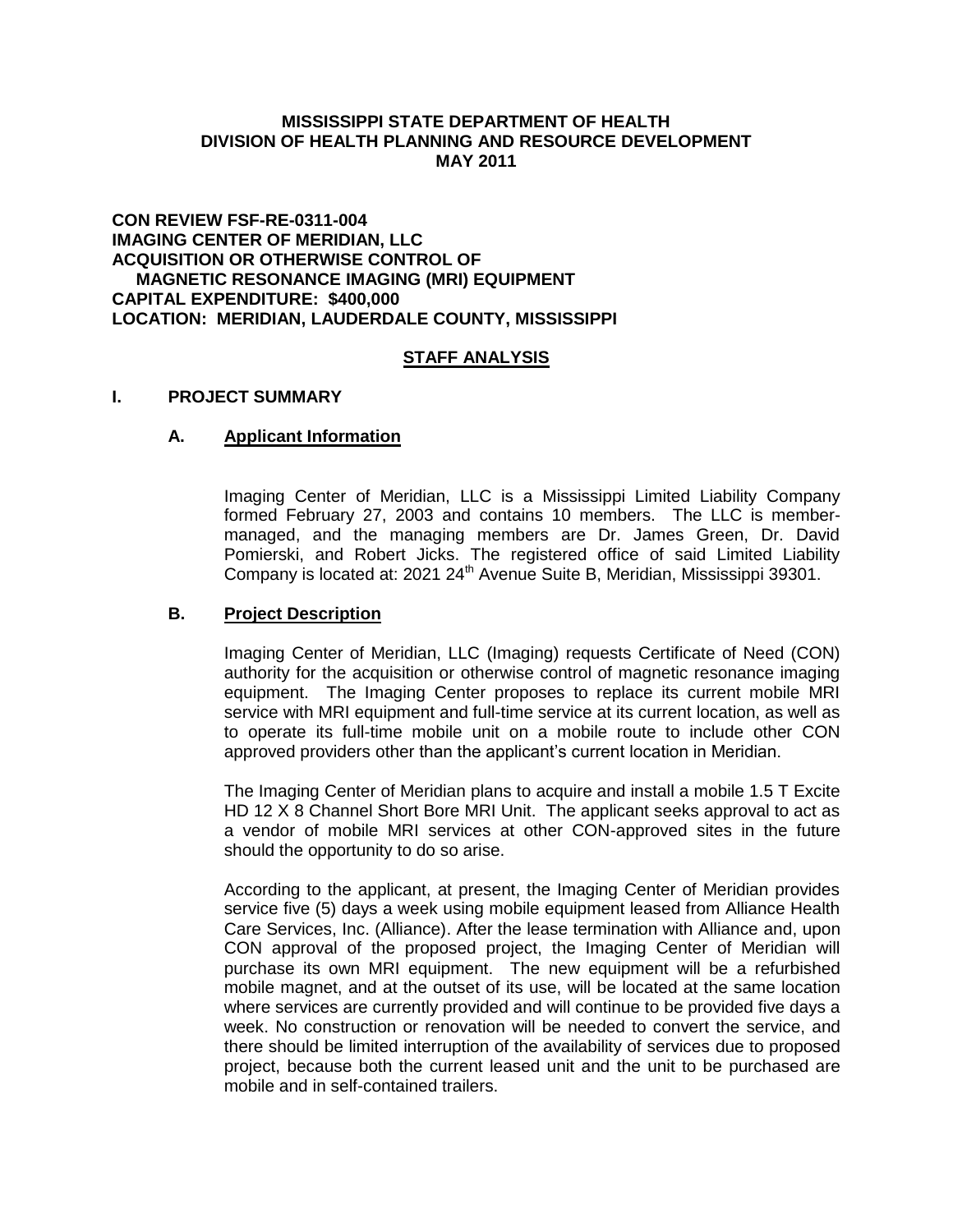**MISSISSIPPI STATE DEPARTMENT OF HEALTH**
**DIVISION OF HEALTH PLANNING AND RESOURCE DEVELOPMENT**
**MAY 2011**

**CON REVIEW FSF-RE-0311-004**
**IMAGING CENTER OF MERIDIAN, LLC**
**ACQUISITION OR OTHERWISE CONTROL OF**
**MAGNETIC RESONANCE IMAGING (MRI) EQUIPMENT**
**CAPITAL EXPENDITURE: $400,000**
**LOCATION: MERIDIAN, LAUDERDALE COUNTY, MISSISSIPPI**

## STAFF ANALYSIS

## I. PROJECT SUMMARY

### A. Applicant Information

Imaging Center of Meridian, LLC is a Mississippi Limited Liability Company formed February 27, 2003 and contains 10 members. The LLC is member-managed, and the managing members are Dr. James Green, Dr. David Pomierski, and Robert Jicks. The registered office of said Limited Liability Company is located at: 2021 24th Avenue Suite B, Meridian, Mississippi 39301.

### B. Project Description

Imaging Center of Meridian, LLC (Imaging) requests Certificate of Need (CON) authority for the acquisition or otherwise control of magnetic resonance imaging equipment. The Imaging Center proposes to replace its current mobile MRI service with MRI equipment and full-time service at its current location, as well as to operate its full-time mobile unit on a mobile route to include other CON approved providers other than the applicant's current location in Meridian.

The Imaging Center of Meridian plans to acquire and install a mobile 1.5 T Excite HD 12 X 8 Channel Short Bore MRI Unit. The applicant seeks approval to act as a vendor of mobile MRI services at other CON-approved sites in the future should the opportunity to do so arise.

According to the applicant, at present, the Imaging Center of Meridian provides service five (5) days a week using mobile equipment leased from Alliance Health Care Services, Inc. (Alliance). After the lease termination with Alliance and, upon CON approval of the proposed project, the Imaging Center of Meridian will purchase its own MRI equipment. The new equipment will be a refurbished mobile magnet, and at the outset of its use, will be located at the same location where services are currently provided and will continue to be provided five days a week. No construction or renovation will be needed to convert the service, and there should be limited interruption of the availability of services due to proposed project, because both the current leased unit and the unit to be purchased are mobile and in self-contained trailers.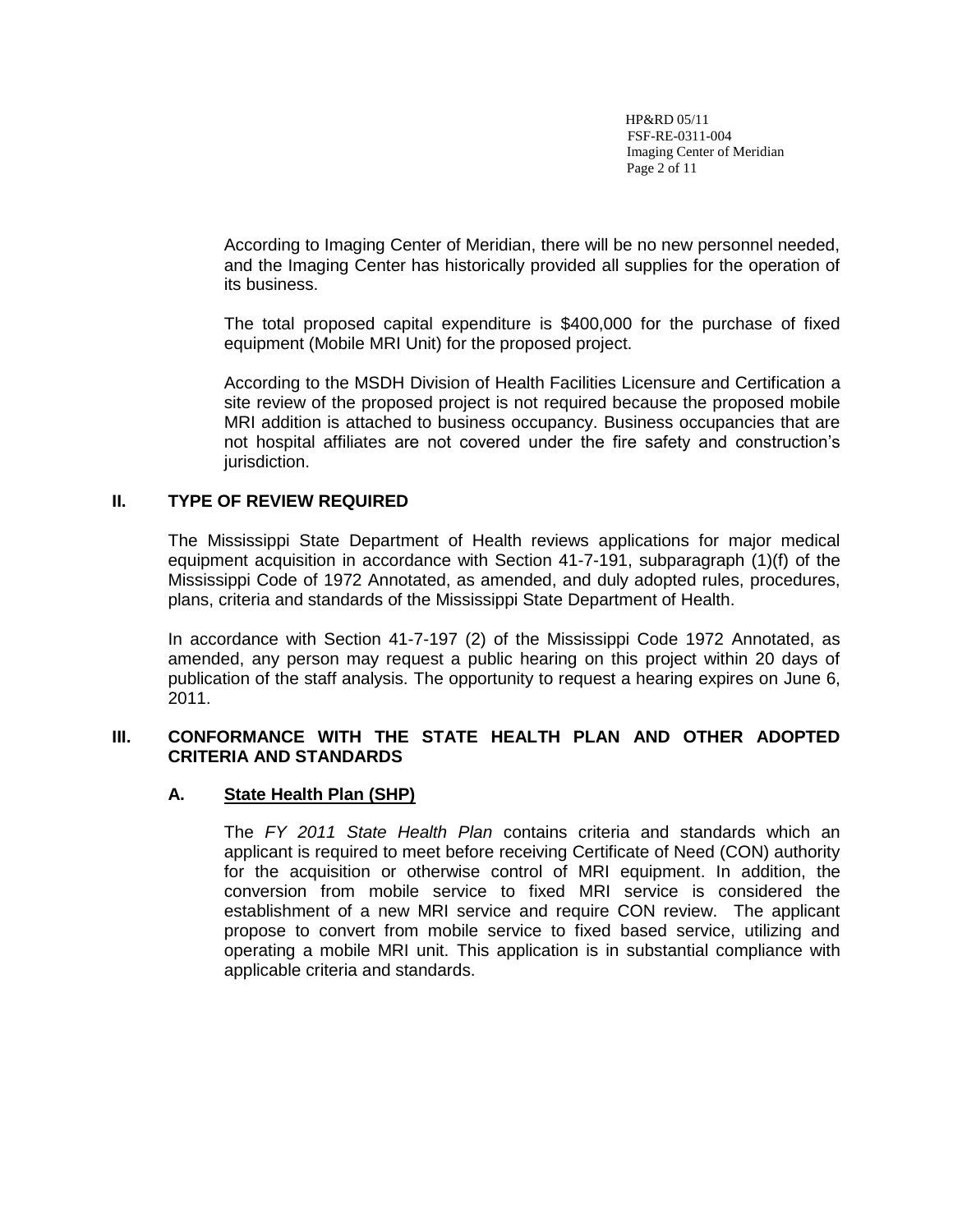According to Imaging Center of Meridian, there will be no new personnel needed, and the Imaging Center has historically provided all supplies for the operation of its business.

The total proposed capital expenditure is $400,000 for the purchase of fixed equipment (Mobile MRI Unit) for the proposed project.

According to the MSDH Division of Health Facilities Licensure and Certification a site review of the proposed project is not required because the proposed mobile MRI addition is attached to business occupancy. Business occupancies that are not hospital affiliates are not covered under the fire safety and construction's jurisdiction.

## II. TYPE OF REVIEW REQUIRED

The Mississippi State Department of Health reviews applications for major medical equipment acquisition in accordance with Section 41-7-191, subparagraph (1)(f) of the Mississippi Code of 1972 Annotated, as amended, and duly adopted rules, procedures, plans, criteria and standards of the Mississippi State Department of Health.

In accordance with Section 41-7-197 (2) of the Mississippi Code 1972 Annotated, as amended, any person may request a public hearing on this project within 20 days of publication of the staff analysis. The opportunity to request a hearing expires on June 6, 2011.

## III. CONFORMANCE WITH THE STATE HEALTH PLAN AND OTHER ADOPTED CRITERIA AND STANDARDS

### A. State Health Plan (SHP)

The *FY 2011 State Health Plan* contains criteria and standards which an applicant is required to meet before receiving Certificate of Need (CON) authority for the acquisition or otherwise control of MRI equipment. In addition, the conversion from mobile service to fixed MRI service is considered the establishment of a new MRI service and require CON review. The applicant propose to convert from mobile service to fixed based service, utilizing and operating a mobile MRI unit. This application is in substantial compliance with applicable criteria and standards.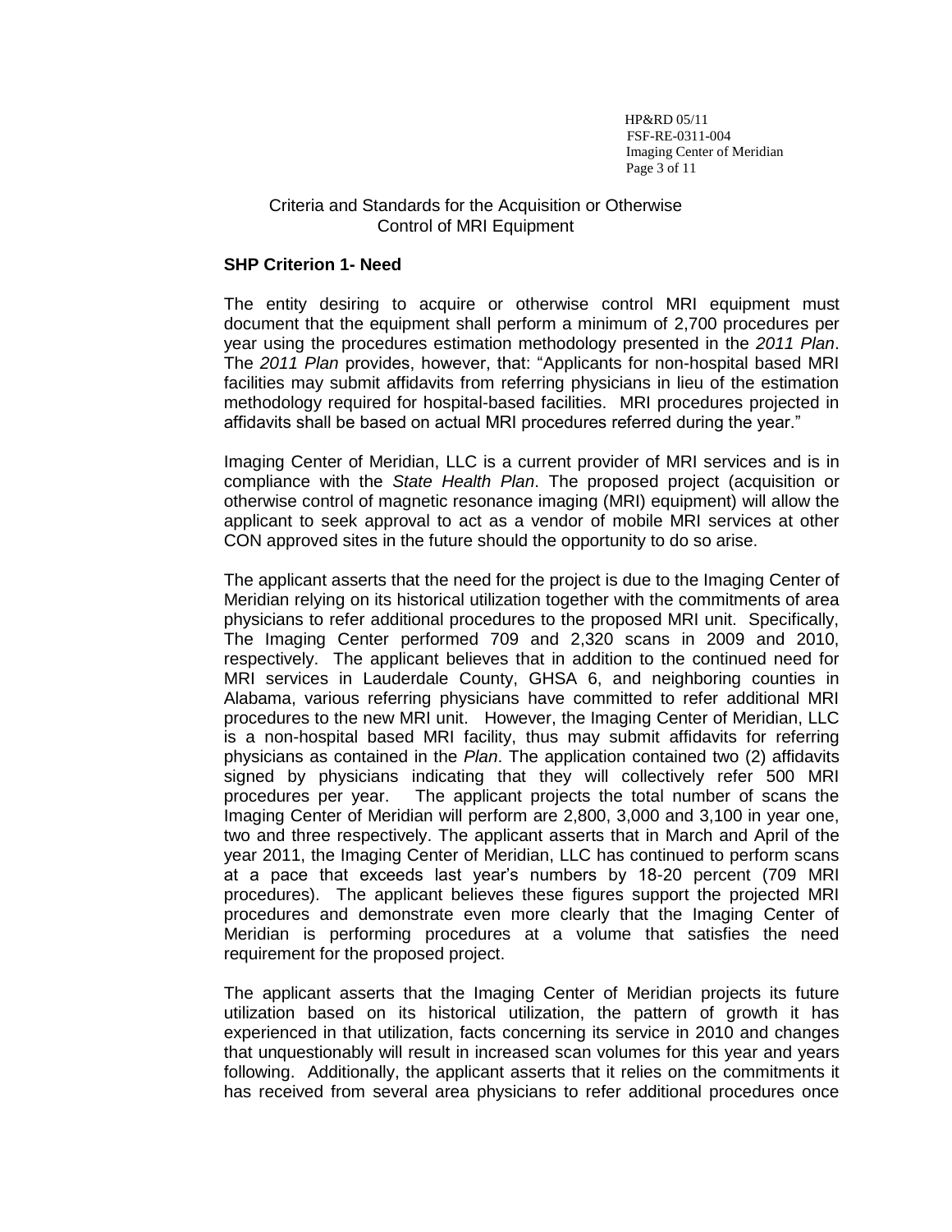Criteria and Standards for the Acquisition or Otherwise Control of MRI Equipment

**SHP Criterion 1- Need**

The entity desiring to acquire or otherwise control MRI equipment must document that the equipment shall perform a minimum of 2,700 procedures per year using the procedures estimation methodology presented in the *2011 Plan*. The *2011 Plan* provides, however, that: "Applicants for non-hospital based MRI facilities may submit affidavits from referring physicians in lieu of the estimation methodology required for hospital-based facilities. MRI procedures projected in affidavits shall be based on actual MRI procedures referred during the year."

Imaging Center of Meridian, LLC is a current provider of MRI services and is in compliance with the *State Health Plan*. The proposed project (acquisition or otherwise control of magnetic resonance imaging (MRI) equipment) will allow the applicant to seek approval to act as a vendor of mobile MRI services at other CON approved sites in the future should the opportunity to do so arise.

The applicant asserts that the need for the project is due to the Imaging Center of Meridian relying on its historical utilization together with the commitments of area physicians to refer additional procedures to the proposed MRI unit. Specifically, The Imaging Center performed 709 and 2,320 scans in 2009 and 2010, respectively. The applicant believes that in addition to the continued need for MRI services in Lauderdale County, GHSA 6, and neighboring counties in Alabama, various referring physicians have committed to refer additional MRI procedures to the new MRI unit. However, the Imaging Center of Meridian, LLC is a non-hospital based MRI facility, thus may submit affidavits for referring physicians as contained in the *Plan*. The application contained two (2) affidavits signed by physicians indicating that they will collectively refer 500 MRI procedures per year. The applicant projects the total number of scans the Imaging Center of Meridian will perform are 2,800, 3,000 and 3,100 in year one, two and three respectively. The applicant asserts that in March and April of the year 2011, the Imaging Center of Meridian, LLC has continued to perform scans at a pace that exceeds last year's numbers by 18-20 percent (709 MRI procedures). The applicant believes these figures support the projected MRI procedures and demonstrate even more clearly that the Imaging Center of Meridian is performing procedures at a volume that satisfies the need requirement for the proposed project.

The applicant asserts that the Imaging Center of Meridian projects its future utilization based on its historical utilization, the pattern of growth it has experienced in that utilization, facts concerning its service in 2010 and changes that unquestionably will result in increased scan volumes for this year and years following. Additionally, the applicant asserts that it relies on the commitments it has received from several area physicians to refer additional procedures once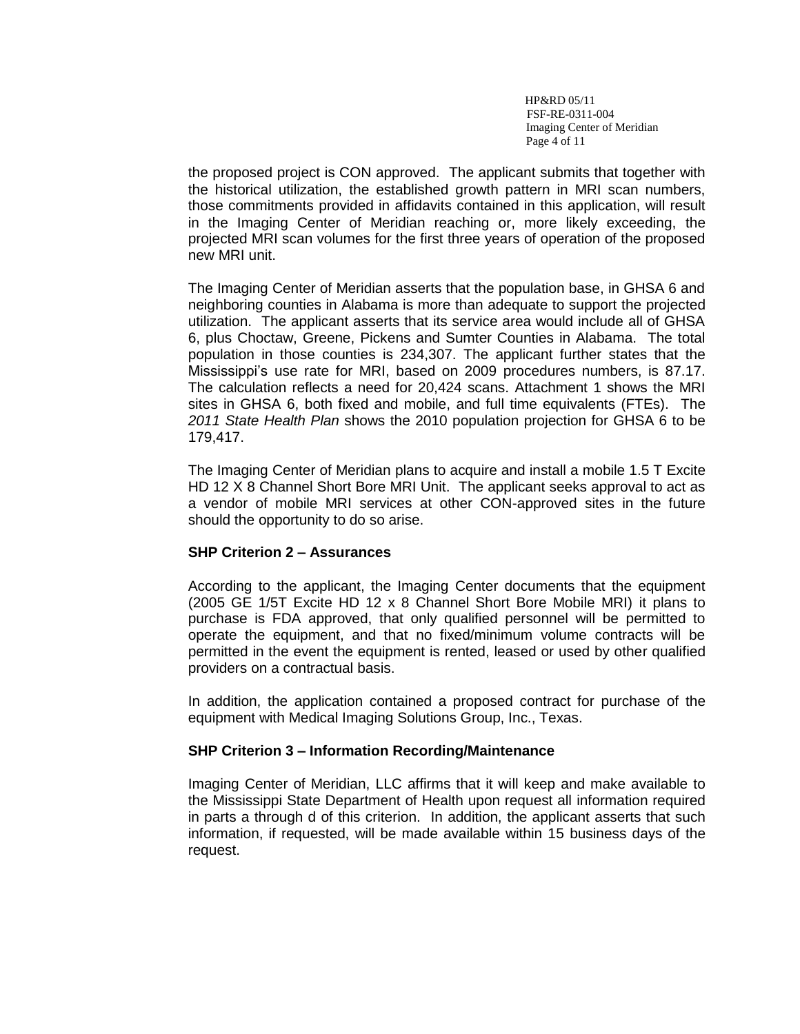the proposed project is CON approved. The applicant submits that together with the historical utilization, the established growth pattern in MRI scan numbers, those commitments provided in affidavits contained in this application, will result in the Imaging Center of Meridian reaching or, more likely exceeding, the projected MRI scan volumes for the first three years of operation of the proposed new MRI unit.

The Imaging Center of Meridian asserts that the population base, in GHSA 6 and neighboring counties in Alabama is more than adequate to support the projected utilization. The applicant asserts that its service area would include all of GHSA 6, plus Choctaw, Greene, Pickens and Sumter Counties in Alabama. The total population in those counties is 234,307. The applicant further states that the Mississippi's use rate for MRI, based on 2009 procedures numbers, is 87.17. The calculation reflects a need for 20,424 scans. Attachment 1 shows the MRI sites in GHSA 6, both fixed and mobile, and full time equivalents (FTEs). The *2011 State Health Plan* shows the 2010 population projection for GHSA 6 to be 179,417.

The Imaging Center of Meridian plans to acquire and install a mobile 1.5 T Excite HD 12 X 8 Channel Short Bore MRI Unit. The applicant seeks approval to act as a vendor of mobile MRI services at other CON-approved sites in the future should the opportunity to do so arise.

**SHP Criterion 2 – Assurances**

According to the applicant, the Imaging Center documents that the equipment (2005 GE 1/5T Excite HD 12 x 8 Channel Short Bore Mobile MRI) it plans to purchase is FDA approved, that only qualified personnel will be permitted to operate the equipment, and that no fixed/minimum volume contracts will be permitted in the event the equipment is rented, leased or used by other qualified providers on a contractual basis.

In addition, the application contained a proposed contract for purchase of the equipment with Medical Imaging Solutions Group, Inc., Texas.

**SHP Criterion 3 – Information Recording/Maintenance**

Imaging Center of Meridian, LLC affirms that it will keep and make available to the Mississippi State Department of Health upon request all information required in parts a through d of this criterion. In addition, the applicant asserts that such information, if requested, will be made available within 15 business days of the request.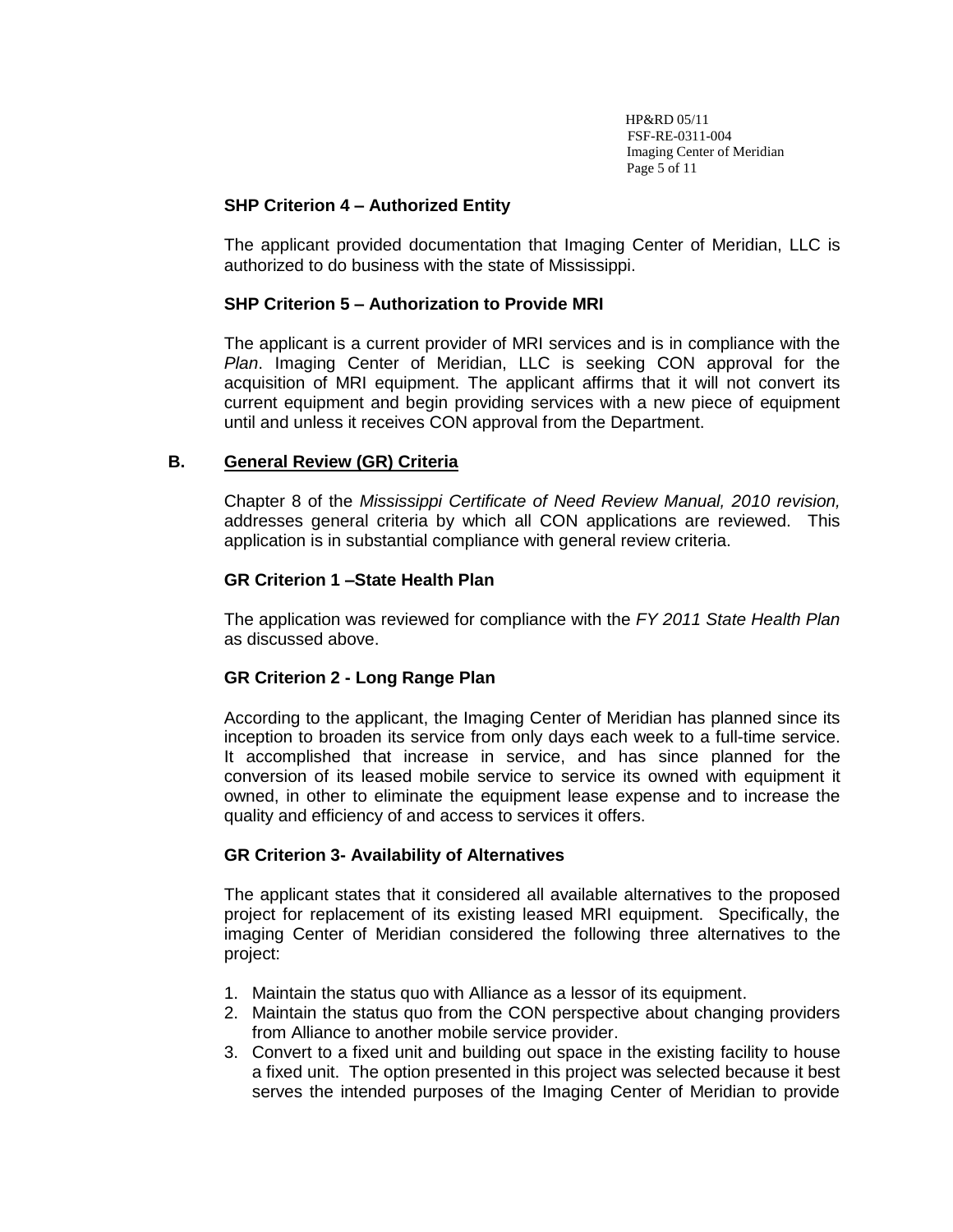### SHP Criterion 4 – Authorized Entity

The applicant provided documentation that Imaging Center of Meridian, LLC is authorized to do business with the state of Mississippi.

### SHP Criterion 5 – Authorization to Provide MRI

The applicant is a current provider of MRI services and is in compliance with the *Plan*. Imaging Center of Meridian, LLC is seeking CON approval for the acquisition of MRI equipment. The applicant affirms that it will not convert its current equipment and begin providing services with a new piece of equipment until and unless it receives CON approval from the Department.

## B. <u>General Review (GR) Criteria</u>

Chapter 8 of the *Mississippi Certificate of Need Review Manual, 2010 revision,* addresses general criteria by which all CON applications are reviewed. This application is in substantial compliance with general review criteria.

### GR Criterion 1 –State Health Plan

The application was reviewed for compliance with the *FY 2011 State Health Plan* as discussed above.

### GR Criterion 2 - Long Range Plan

According to the applicant, the Imaging Center of Meridian has planned since its inception to broaden its service from only days each week to a full-time service. It accomplished that increase in service, and has since planned for the conversion of its leased mobile service to service its owned with equipment it owned, in other to eliminate the equipment lease expense and to increase the quality and efficiency of and access to services it offers.

### GR Criterion 3- Availability of Alternatives

The applicant states that it considered all available alternatives to the proposed project for replacement of its existing leased MRI equipment. Specifically, the imaging Center of Meridian considered the following three alternatives to the project:

1. Maintain the status quo with Alliance as a lessor of its equipment.
2. Maintain the status quo from the CON perspective about changing providers from Alliance to another mobile service provider.
3. Convert to a fixed unit and building out space in the existing facility to house a fixed unit. The option presented in this project was selected because it best serves the intended purposes of the Imaging Center of Meridian to provide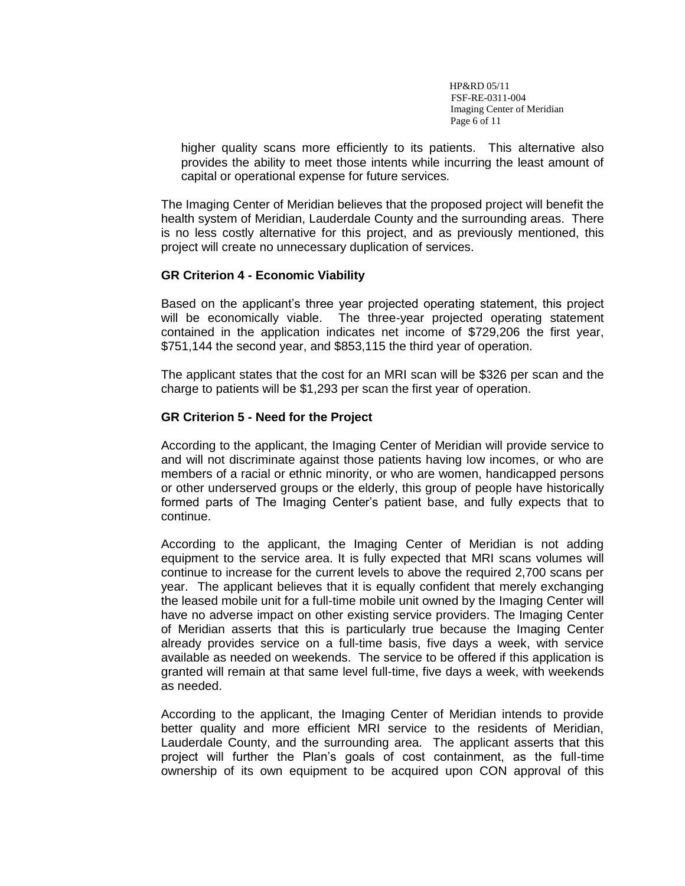higher quality scans more efficiently to its patients. This alternative also provides the ability to meet those intents while incurring the least amount of capital or operational expense for future services.

The Imaging Center of Meridian believes that the proposed project will benefit the health system of Meridian, Lauderdale County and the surrounding areas. There is no less costly alternative for this project, and as previously mentioned, this project will create no unnecessary duplication of services.

### GR Criterion 4 - Economic Viability

Based on the applicant's three year projected operating statement, this project will be economically viable. The three-year projected operating statement contained in the application indicates net income of $729,206 the first year, $751,144 the second year, and $853,115 the third year of operation.

The applicant states that the cost for an MRI scan will be $326 per scan and the charge to patients will be $1,293 per scan the first year of operation.

### GR Criterion 5 - Need for the Project

According to the applicant, the Imaging Center of Meridian will provide service to and will not discriminate against those patients having low incomes, or who are members of a racial or ethnic minority, or who are women, handicapped persons or other underserved groups or the elderly, this group of people have historically formed parts of The Imaging Center's patient base, and fully expects that to continue.

According to the applicant, the Imaging Center of Meridian is not adding equipment to the service area. It is fully expected that MRI scans volumes will continue to increase for the current levels to above the required 2,700 scans per year. The applicant believes that it is equally confident that merely exchanging the leased mobile unit for a full-time mobile unit owned by the Imaging Center will have no adverse impact on other existing service providers. The Imaging Center of Meridian asserts that this is particularly true because the Imaging Center already provides service on a full-time basis, five days a week, with service available as needed on weekends. The service to be offered if this application is granted will remain at that same level full-time, five days a week, with weekends as needed.

According to the applicant, the Imaging Center of Meridian intends to provide better quality and more efficient MRI service to the residents of Meridian, Lauderdale County, and the surrounding area. The applicant asserts that this project will further the Plan's goals of cost containment, as the full-time ownership of its own equipment to be acquired upon CON approval of this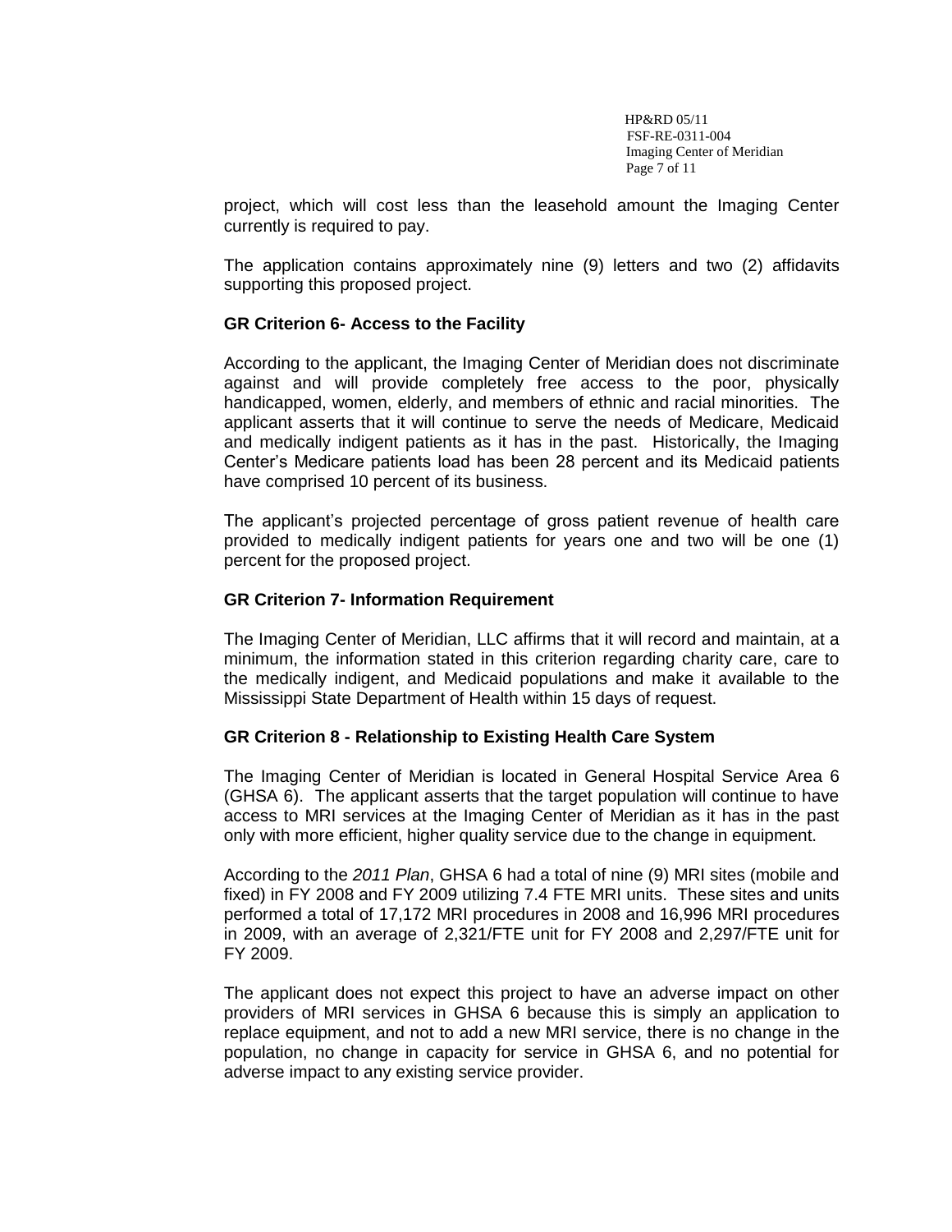project, which will cost less than the leasehold amount the Imaging Center currently is required to pay.

The application contains approximately nine (9) letters and two (2) affidavits supporting this proposed project.

**GR Criterion 6- Access to the Facility**

According to the applicant, the Imaging Center of Meridian does not discriminate against and will provide completely free access to the poor, physically handicapped, women, elderly, and members of ethnic and racial minorities. The applicant asserts that it will continue to serve the needs of Medicare, Medicaid and medically indigent patients as it has in the past. Historically, the Imaging Center's Medicare patients load has been 28 percent and its Medicaid patients have comprised 10 percent of its business.

The applicant's projected percentage of gross patient revenue of health care provided to medically indigent patients for years one and two will be one (1) percent for the proposed project.

**GR Criterion 7- Information Requirement**

The Imaging Center of Meridian, LLC affirms that it will record and maintain, at a minimum, the information stated in this criterion regarding charity care, care to the medically indigent, and Medicaid populations and make it available to the Mississippi State Department of Health within 15 days of request.

**GR Criterion 8 - Relationship to Existing Health Care System**

The Imaging Center of Meridian is located in General Hospital Service Area 6 (GHSA 6). The applicant asserts that the target population will continue to have access to MRI services at the Imaging Center of Meridian as it has in the past only with more efficient, higher quality service due to the change in equipment.

According to the *2011 Plan*, GHSA 6 had a total of nine (9) MRI sites (mobile and fixed) in FY 2008 and FY 2009 utilizing 7.4 FTE MRI units. These sites and units performed a total of 17,172 MRI procedures in 2008 and 16,996 MRI procedures in 2009, with an average of 2,321/FTE unit for FY 2008 and 2,297/FTE unit for FY 2009.

The applicant does not expect this project to have an adverse impact on other providers of MRI services in GHSA 6 because this is simply an application to replace equipment, and not to add a new MRI service, there is no change in the population, no change in capacity for service in GHSA 6, and no potential for adverse impact to any existing service provider.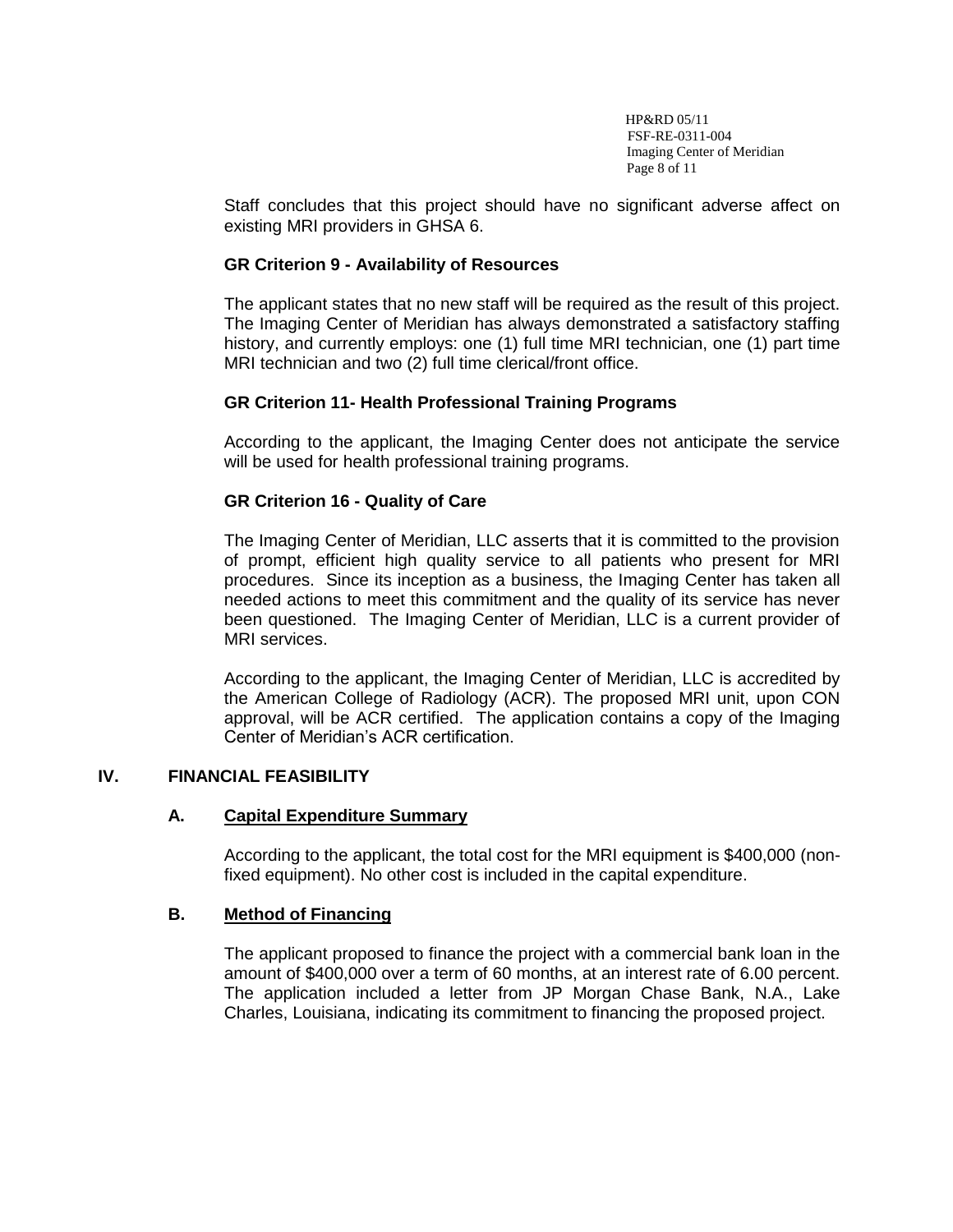Staff concludes that this project should have no significant adverse affect on existing MRI providers in GHSA 6.

**GR Criterion 9 - Availability of Resources**

The applicant states that no new staff will be required as the result of this project. The Imaging Center of Meridian has always demonstrated a satisfactory staffing history, and currently employs: one (1) full time MRI technician, one (1) part time MRI technician and two (2) full time clerical/front office.

**GR Criterion 11- Health Professional Training Programs**

According to the applicant, the Imaging Center does not anticipate the service will be used for health professional training programs.

**GR Criterion 16 - Quality of Care**

The Imaging Center of Meridian, LLC asserts that it is committed to the provision of prompt, efficient high quality service to all patients who present for MRI procedures. Since its inception as a business, the Imaging Center has taken all needed actions to meet this commitment and the quality of its service has never been questioned. The Imaging Center of Meridian, LLC is a current provider of MRI services.

According to the applicant, the Imaging Center of Meridian, LLC is accredited by the American College of Radiology (ACR). The proposed MRI unit, upon CON approval, will be ACR certified. The application contains a copy of the Imaging Center of Meridian's ACR certification.

## IV. FINANCIAL FEASIBILITY

### A. Capital Expenditure Summary

According to the applicant, the total cost for the MRI equipment is $400,000 (non-fixed equipment). No other cost is included in the capital expenditure.

### B. Method of Financing

The applicant proposed to finance the project with a commercial bank loan in the amount of $400,000 over a term of 60 months, at an interest rate of 6.00 percent. The application included a letter from JP Morgan Chase Bank, N.A., Lake Charles, Louisiana, indicating its commitment to financing the proposed project.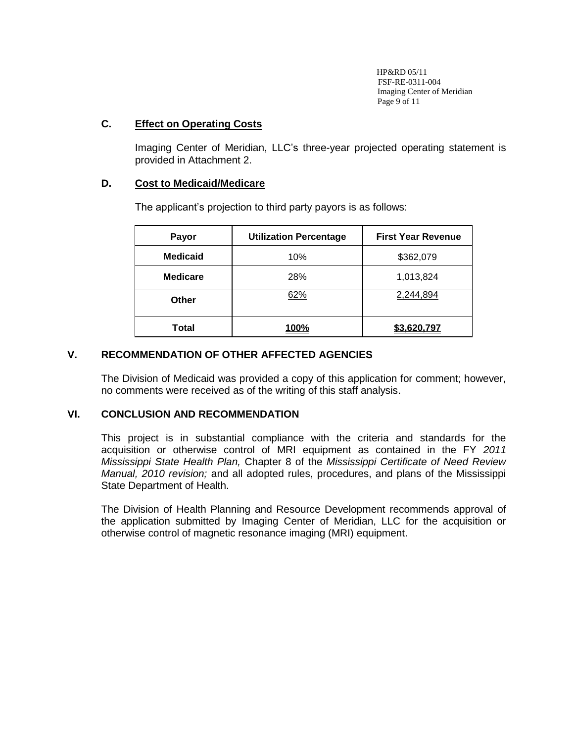### C. Effect on Operating Costs

Imaging Center of Meridian, LLC's three-year projected operating statement is provided in Attachment 2.

### D. Cost to Medicaid/Medicare

The applicant's projection to third party payors is as follows:

| Payor | Utilization Percentage | First Year Revenue |
|---|---|---|
| **Medicaid** | 10% | $362,079 |
| **Medicare** | 28% | 1,013,824 |
| **Other** | 62% | 2,244,894 |
| **Total** | **100%** | **$3,620,797** |

## V. RECOMMENDATION OF OTHER AFFECTED AGENCIES

The Division of Medicaid was provided a copy of this application for comment; however, no comments were received as of the writing of this staff analysis.

## VI. CONCLUSION AND RECOMMENDATION

This project is in substantial compliance with the criteria and standards for the acquisition or otherwise control of MRI equipment as contained in the FY *2011 Mississippi State Health Plan,* Chapter 8 of the *Mississippi Certificate of Need Review Manual, 2010 revision;* and all adopted rules, procedures, and plans of the Mississippi State Department of Health.

The Division of Health Planning and Resource Development recommends approval of the application submitted by Imaging Center of Meridian, LLC for the acquisition or otherwise control of magnetic resonance imaging (MRI) equipment.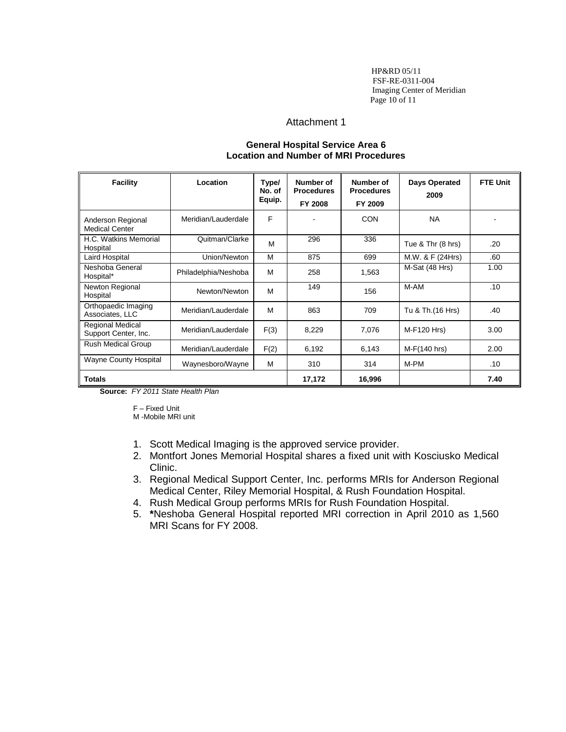# Attachment 1

## General Hospital Service Area 6
## Location and Number of MRI Procedures

| Facility | Location | Type/ No. of Equip. | Number of Procedures FY 2008 | Number of Procedures FY 2009 | Days Operated 2009 | FTE Unit |
|---|---|---|---|---|---|---|
| Anderson Regional Medical Center | Meridian/Lauderdale | F | - | CON | NA | - |
| H.C. Watkins Memorial Hospital | Quitman/Clarke | M | 296 | 336 | Tue & Thr (8 hrs) | .20 |
| Laird Hospital | Union/Newton | M | 875 | 699 | M.W. & F (24Hrs) | .60 |
| Neshoba General Hospital* | Philadelphia/Neshoba | M | 258 | 1,563 | M-Sat (48 Hrs) | 1.00 |
| Newton Regional Hospital | Newton/Newton | M | 149 | 156 | M-AM | .10 |
| Orthopaedic Imaging Associates, LLC | Meridian/Lauderdale | M | 863 | 709 | Tu & Th.(16 Hrs) | .40 |
| Regional Medical Support Center, Inc. | Meridian/Lauderdale | F(3) | 8,229 | 7,076 | M-F120 Hrs) | 3.00 |
| Rush Medical Group | Meridian/Lauderdale | F(2) | 6,192 | 6,143 | M-F(140 hrs) | 2.00 |
| Wayne County Hospital | Waynesboro/Wayne | M | 310 | 314 | M-PM | .10 |
| **Totals** | | | **17,172** | **16,996** | | **7.40** |

**Source:** *FY 2011 State Health Plan*

F – Fixed Unit
M -Mobile MRI unit

1. Scott Medical Imaging is the approved service provider.
2. Montfort Jones Memorial Hospital shares a fixed unit with Kosciusko Medical Clinic.
3. Regional Medical Support Center, Inc. performs MRIs for Anderson Regional Medical Center, Riley Memorial Hospital, & Rush Foundation Hospital.
4. Rush Medical Group performs MRIs for Rush Foundation Hospital.
5. **\***Neshoba General Hospital reported MRI correction in April 2010 as 1,560 MRI Scans for FY 2008.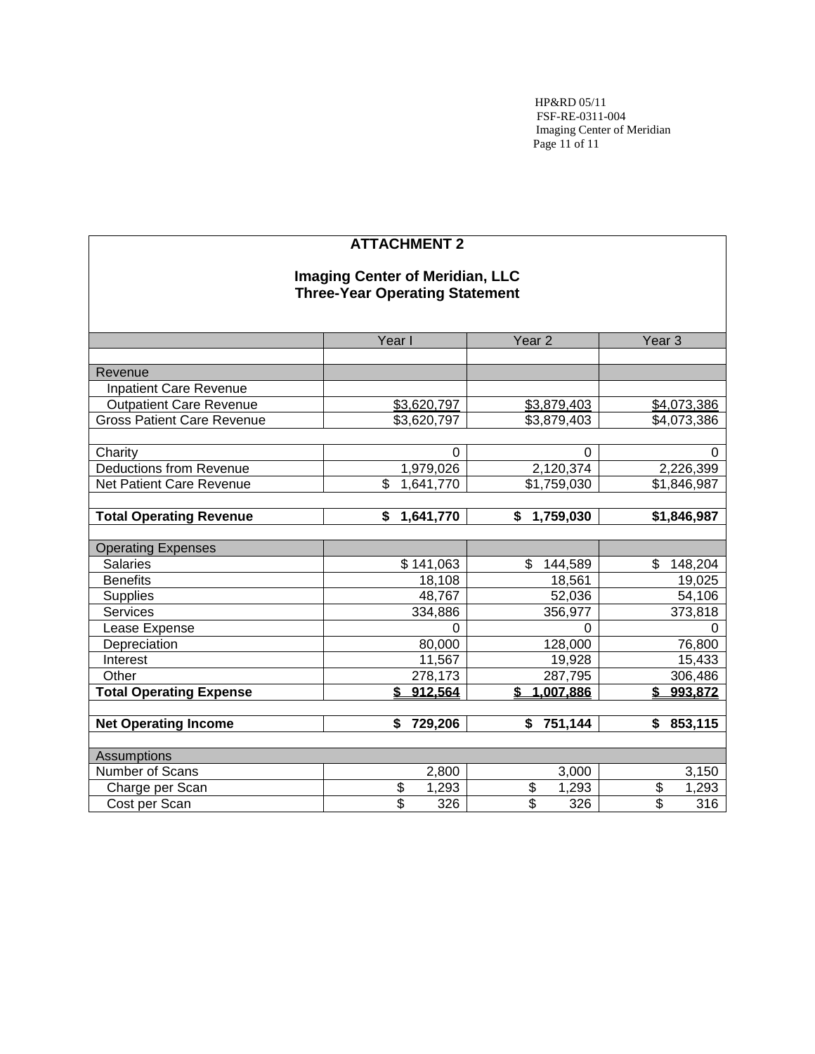## ATTACHMENT 2

### Imaging Center of Meridian, LLC
### Three-Year Operating Statement

| | Year I | Year 2 | Year 3 |
|---|---|---|---|
| | | | |
| Revenue | | | |
| Inpatient Care Revenue | | | |
| Outpatient Care Revenue | $3,620,797 | $3,879,403 | $4,073,386 |
| Gross Patient Care Revenue | $3,620,797 | $3,879,403 | $4,073,386 |
| | | | |
| Charity | 0 | 0 | 0 |
| Deductions from Revenue | 1,979,026 | 2,120,374 | 2,226,399 |
| Net Patient Care Revenue | $ 1,641,770 | $1,759,030 | $1,846,987 |
| | | | |
| **Total Operating Revenue** | **$ 1,641,770** | **$ 1,759,030** | **$1,846,987** |
| | | | |
| Operating Expenses | | | |
| Salaries | $ 141,063 | $ 144,589 | $ 148,204 |
| Benefits | 18,108 | 18,561 | 19,025 |
| Supplies | 48,767 | 52,036 | 54,106 |
| Services | 334,886 | 356,977 | 373,818 |
| Lease Expense | 0 | 0 | 0 |
| Depreciation | 80,000 | 128,000 | 76,800 |
| Interest | 11,567 | 19,928 | 15,433 |
| Other | 278,173 | 287,795 | 306,486 |
| **Total Operating Expense** | **$ 912,564** | **$ 1,007,886** | **$ 993,872** |
| | | | |
| **Net Operating Income** | **$ 729,206** | **$ 751,144** | **$ 853,115** |
| | | | |
| Assumptions | | | |
| Number of Scans | 2,800 | 3,000 | 3,150 |
| Charge per Scan | $ 1,293 | $ 1,293 | $ 1,293 |
| Cost per Scan | $ 326 | $ 326 | $ 316 |